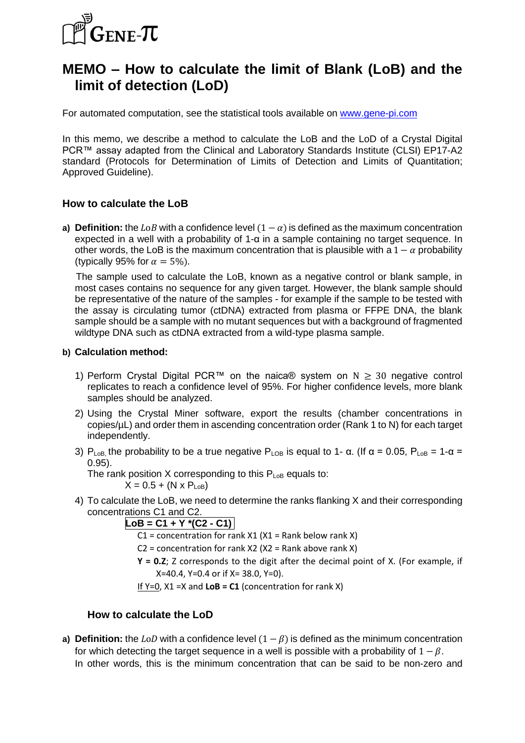# MEMO – How to calculate the limit of Blank (LoB) and the limit of detection (LoD)

For automated computation, see the statistical tools available on [www.gene-pi.com](www.gene-pi.com)

In this memo, we describe a method to calculate the LoB and the LoD of a Crystal Digital PCR™ assay adapted from the Clinical and Laboratory Standards Institute (CLSI) EP17-A2 standard (Protocols for Determination of Limits of Detection and Limits of Quantitation; Approved Guideline).

## How to calculate the LoB

**a) Definition:** the $LoB$ with a confidence level $(1-\alpha)$ is defined as the maximum concentration expected in a well with a probability of 1-α in a sample containing no target sequence. In other words, the LoB is the maximum concentration that is plausible with a $1-\alpha$ probability (typically 95% for $\alpha = 5\%$).

The sample used to calculate the LoB, known as a negative control or blank sample, in most cases contains no sequence for any given target. However, the blank sample should be representative of the nature of the samples - for example if the sample to be tested with the assay is circulating tumor (ctDNA) extracted from plasma or FFPE DNA, the blank sample should be a sample with no mutant sequences but with a background of fragmented wildtype DNA such as ctDNA extracted from a wild-type plasma sample.

**b) Calculation method:**

1) Perform Crystal Digital PCR™ on the naica® system on $N \geq 30$ negative control replicates to reach a confidence level of 95%. For higher confidence levels, more blank samples should be analyzed.
2) Using the Crystal Miner software, export the results (chamber concentrations in copies/µL) and order them in ascending concentration order (Rank 1 to N) for each target independently.
3) $P_{LoB,}$ the probability to be a true negative $P_{LOB}$ is equal to 1- α. (If α = 0.05, $P_{LoB}$ = 1-α = 0.95).
   The rank position X corresponding to this $P_{LoB}$ equals to:
   $X = 0.5 + (N \times P_{LoB})$
4) To calculate the LoB, we need to determine the ranks flanking X and their corresponding concentrations C1 and C2.
   **LoB = C1 + Y *(C2 - C1)**
   C1 = concentration for rank X1 (X1 = Rank below rank X)
   C2 = concentration for rank X2 (X2 = Rank above rank X)
   **Y = 0.Z**; Z corresponds to the digit after the decimal point of X. (For example, if X=40.4, Y=0.4 or if X= 38.0, Y=0).
   If Y=0, X1 =X and **LoB = C1** (concentration for rank X)

## How to calculate the LoD

**a) Definition:** the $LoD$ with a confidence level $(1-\beta)$ is defined as the minimum concentration for which detecting the target sequence in a well is possible with a probability of $1-\beta$.
In other words, this is the minimum concentration that can be said to be non-zero and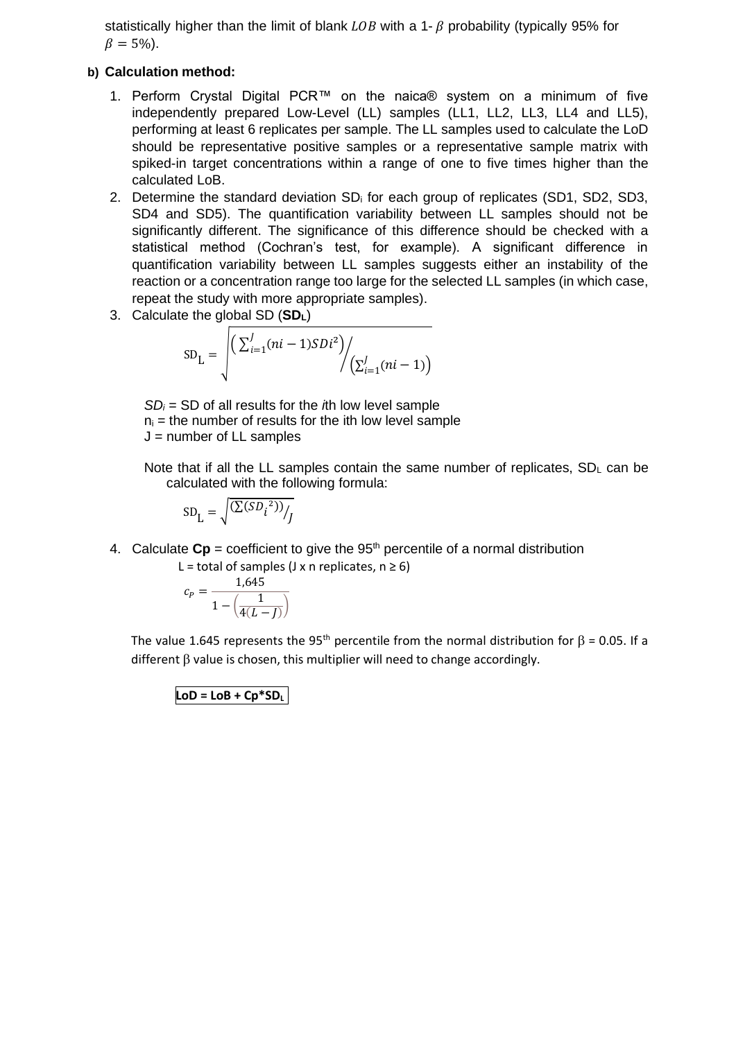statistically higher than the limit of blank $LOB$ with a 1- $\beta$ probability (typically 95% for $\beta = 5\%$).

**b) Calculation method:**

1. Perform Crystal Digital PCR™ on the naica® system on a minimum of five independently prepared Low-Level (LL) samples (LL1, LL2, LL3, LL4 and LL5), performing at least 6 replicates per sample. The LL samples used to calculate the LoD should be representative positive samples or a representative sample matrix with spiked-in target concentrations within a range of one to five times higher than the calculated LoB.
2. Determine the standard deviation $SD_i$ for each group of replicates (SD1, SD2, SD3, SD4 and SD5). The quantification variability between LL samples should not be significantly different. The significance of this difference should be checked with a statistical method (Cochran's test, for example). A significant difference in quantification variability between LL samples suggests either an instability of the reaction or a concentration range too large for the selected LL samples (in which case, repeat the study with more appropriate samples).
3. Calculate the global SD (**$SD_L$**)

$$\mathrm{SD_L} = \sqrt{\left(\sum_{i=1}^{J}(ni-1)SDi^2\right) \Big/ \left(\sum_{i=1}^{J}(ni-1)\right)}$$

*$SD_i$* = SD of all results for the *i*th low level sample
$n_i$ = the number of results for the ith low level sample
J = number of LL samples

Note that if all the LL samples contain the same number of replicates, $SD_L$ can be calculated with the following formula:

$$\mathrm{SD_L} = \sqrt{(\Sigma(SD_i{}^2))/_J}$$

4. Calculate **Cp** = coefficient to give the 95[th] percentile of a normal distribution

L = total of samples (J x n replicates, n ≥ 6)

$$c_P = \frac{1{,}645}{1 - \left(\frac{1}{4(L-J)}\right)}$$

The value 1.645 represents the 95[th] percentile from the normal distribution for $\beta = 0.05$. If a different $\beta$ value is chosen, this multiplier will need to change accordingly.

**LoD = LoB + Cp*$SD_L$**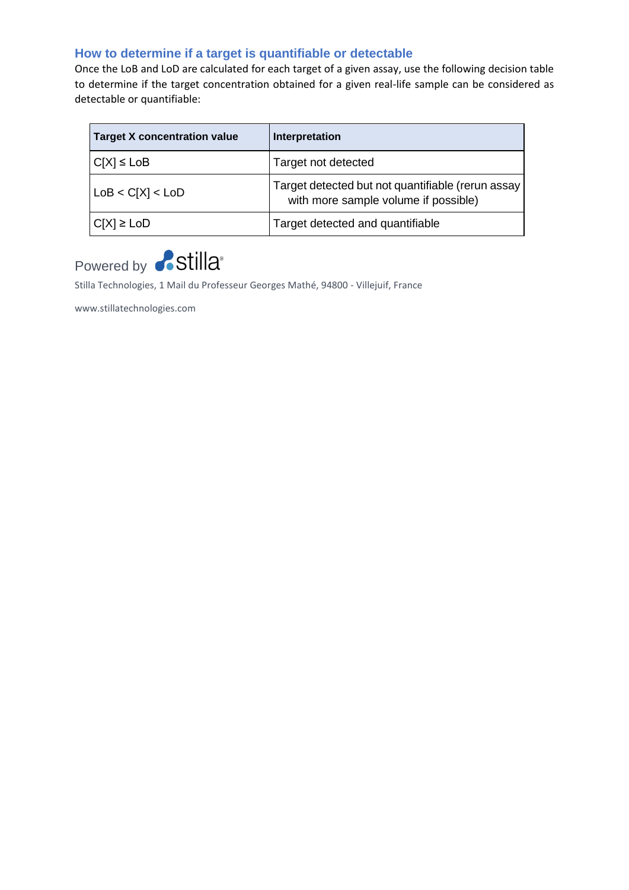### How to determine if a target is quantifiable or detectable

Once the LoB and LoD are calculated for each target of a given assay, use the following decision table to determine if the target concentration obtained for a given real-life sample can be considered as detectable or quantifiable:

| Target X concentration value | Interpretation |
|---|---|
| $C[X] \leq LoB$ | Target not detected |
| $LoB < C[X] < LoD$ | Target detected but not quantifiable (rerun assay with more sample volume if possible) |
| $C[X] \geq LoD$ | Target detected and quantifiable |

Powered by stilla

Stilla Technologies, 1 Mail du Professeur Georges Mathé, 94800 - Villejuif, France

www.stillatechnologies.com